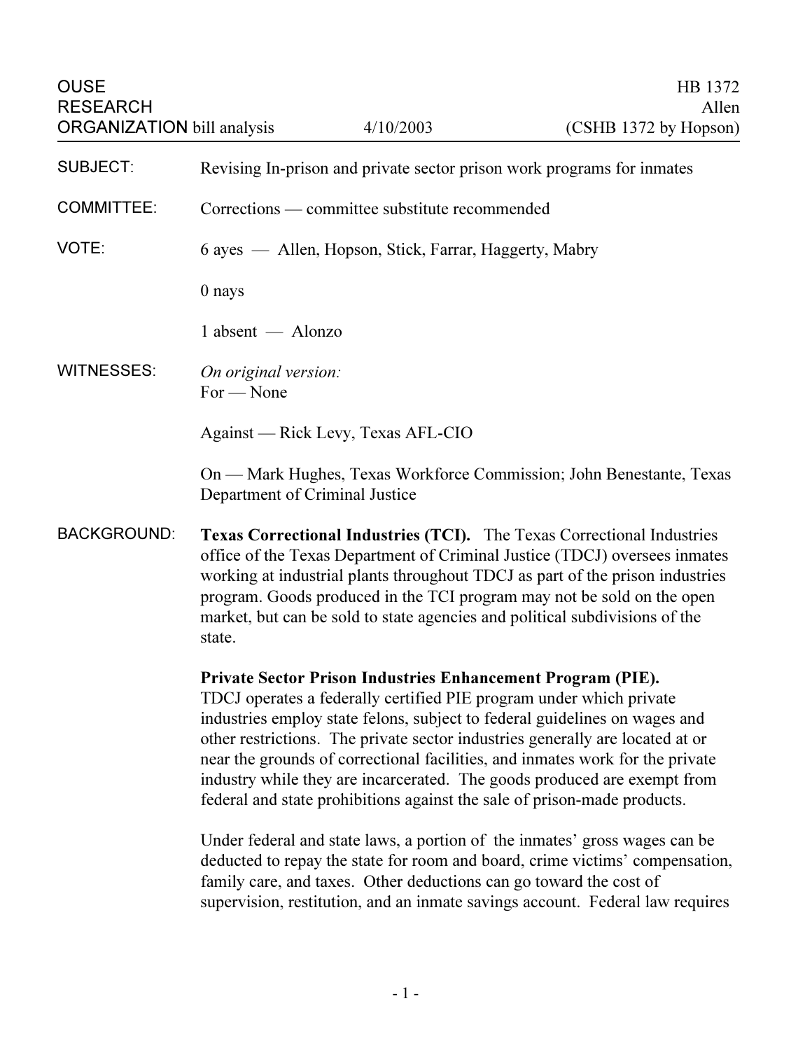OUSE RESEARCH ORGANIZATION bill analysis — 4/10/2003

HB 1372
Allen
(CSHB 1372 by Hopson)

**SUBJECT:** Revising In-prison and private sector prison work programs for inmates

**COMMITTEE:** Corrections — committee substitute recommended

**VOTE:** 6 ayes — Allen, Hopson, Stick, Farrar, Haggerty, Mabry

0 nays

1 absent — Alonzo

**WITNESSES:** *On original version:*
For — None

Against — Rick Levy, Texas AFL-CIO

On — Mark Hughes, Texas Workforce Commission; John Benestante, Texas Department of Criminal Justice

**BACKGROUND:** **Texas Correctional Industries (TCI).** The Texas Correctional Industries office of the Texas Department of Criminal Justice (TDCJ) oversees inmates working at industrial plants throughout TDCJ as part of the prison industries program. Goods produced in the TCI program may not be sold on the open market, but can be sold to state agencies and political subdivisions of the state.

**Private Sector Prison Industries Enhancement Program (PIE).** TDCJ operates a federally certified PIE program under which private industries employ state felons, subject to federal guidelines on wages and other restrictions. The private sector industries generally are located at or near the grounds of correctional facilities, and inmates work for the private industry while they are incarcerated. The goods produced are exempt from federal and state prohibitions against the sale of prison-made products.

Under federal and state laws, a portion of the inmates' gross wages can be deducted to repay the state for room and board, crime victims' compensation, family care, and taxes. Other deductions can go toward the cost of supervision, restitution, and an inmate savings account. Federal law requires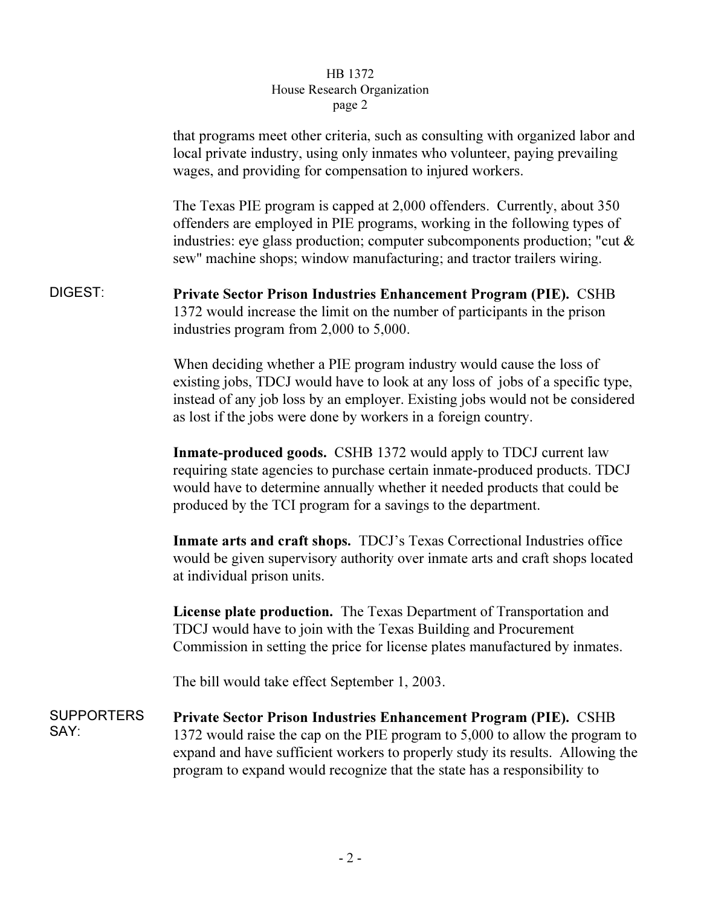that programs meet other criteria, such as consulting with organized labor and local private industry, using only inmates who volunteer, paying prevailing wages, and providing for compensation to injured workers.

The Texas PIE program is capped at 2,000 offenders. Currently, about 350 offenders are employed in PIE programs, working in the following types of industries: eye glass production; computer subcomponents production; "cut & sew" machine shops; window manufacturing; and tractor trailers wiring.

DIGEST:

**Private Sector Prison Industries Enhancement Program (PIE).** CSHB 1372 would increase the limit on the number of participants in the prison industries program from 2,000 to 5,000.

When deciding whether a PIE program industry would cause the loss of existing jobs, TDCJ would have to look at any loss of jobs of a specific type, instead of any job loss by an employer. Existing jobs would not be considered as lost if the jobs were done by workers in a foreign country.

**Inmate-produced goods.** CSHB 1372 would apply to TDCJ current law requiring state agencies to purchase certain inmate-produced products. TDCJ would have to determine annually whether it needed products that could be produced by the TCI program for a savings to the department.

**Inmate arts and craft shops.** TDCJ's Texas Correctional Industries office would be given supervisory authority over inmate arts and craft shops located at individual prison units.

**License plate production.** The Texas Department of Transportation and TDCJ would have to join with the Texas Building and Procurement Commission in setting the price for license plates manufactured by inmates.

The bill would take effect September 1, 2003.

SUPPORTERS SAY:

**Private Sector Prison Industries Enhancement Program (PIE).** CSHB 1372 would raise the cap on the PIE program to 5,000 to allow the program to expand and have sufficient workers to properly study its results. Allowing the program to expand would recognize that the state has a responsibility to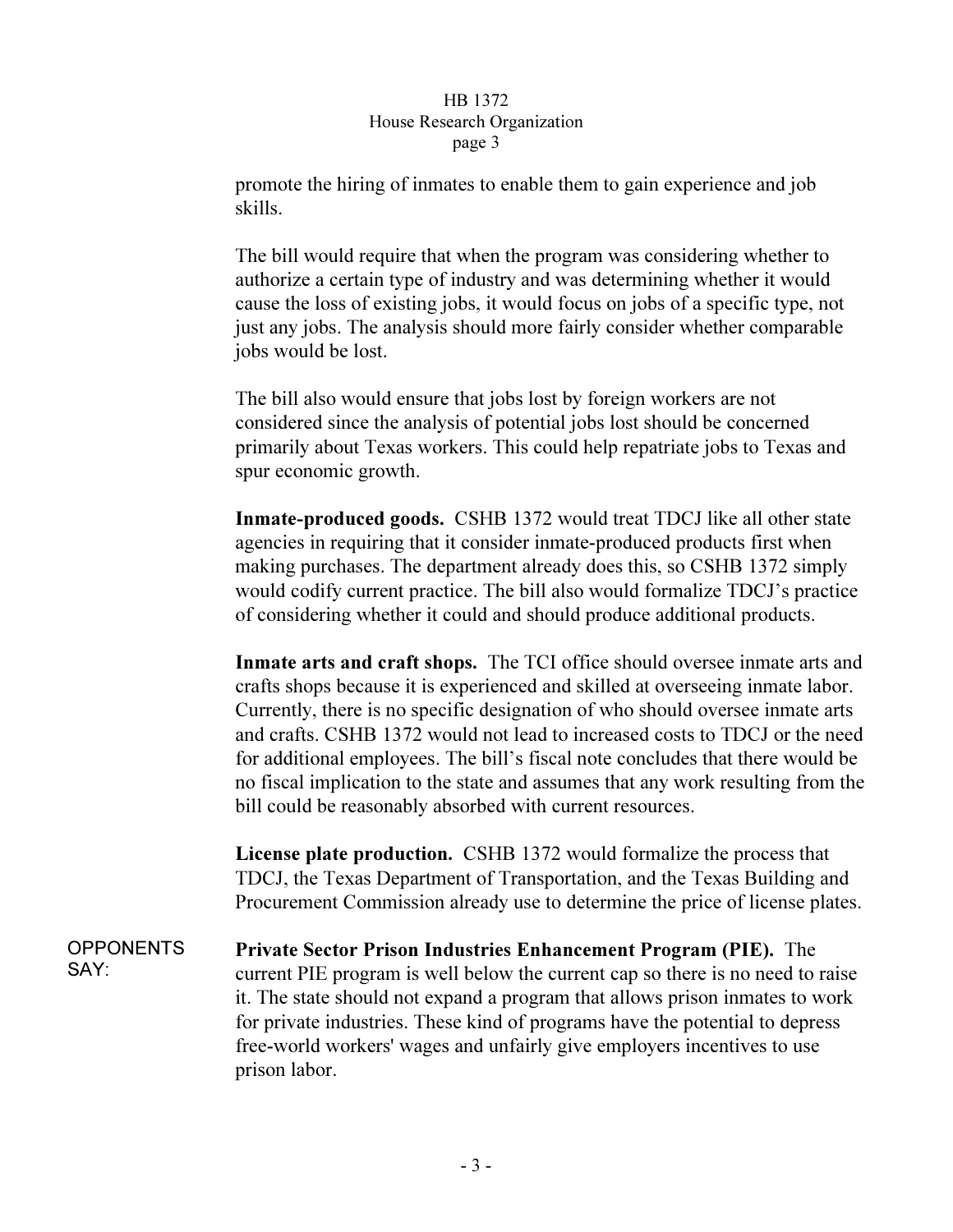promote the hiring of inmates to enable them to gain experience and job skills.

The bill would require that when the program was considering whether to authorize a certain type of industry and was determining whether it would cause the loss of existing jobs, it would focus on jobs of a specific type, not just any jobs. The analysis should more fairly consider whether comparable jobs would be lost.

The bill also would ensure that jobs lost by foreign workers are not considered since the analysis of potential jobs lost should be concerned primarily about Texas workers. This could help repatriate jobs to Texas and spur economic growth.

**Inmate-produced goods.** CSHB 1372 would treat TDCJ like all other state agencies in requiring that it consider inmate-produced products first when making purchases. The department already does this, so CSHB 1372 simply would codify current practice. The bill also would formalize TDCJ's practice of considering whether it could and should produce additional products.

**Inmate arts and craft shops.** The TCI office should oversee inmate arts and crafts shops because it is experienced and skilled at overseeing inmate labor. Currently, there is no specific designation of who should oversee inmate arts and crafts. CSHB 1372 would not lead to increased costs to TDCJ or the need for additional employees. The bill's fiscal note concludes that there would be no fiscal implication to the state and assumes that any work resulting from the bill could be reasonably absorbed with current resources.

**License plate production.** CSHB 1372 would formalize the process that TDCJ, the Texas Department of Transportation, and the Texas Building and Procurement Commission already use to determine the price of license plates.

OPPONENTS SAY:

**Private Sector Prison Industries Enhancement Program (PIE).** The current PIE program is well below the current cap so there is no need to raise it. The state should not expand a program that allows prison inmates to work for private industries. These kind of programs have the potential to depress free-world workers' wages and unfairly give employers incentives to use prison labor.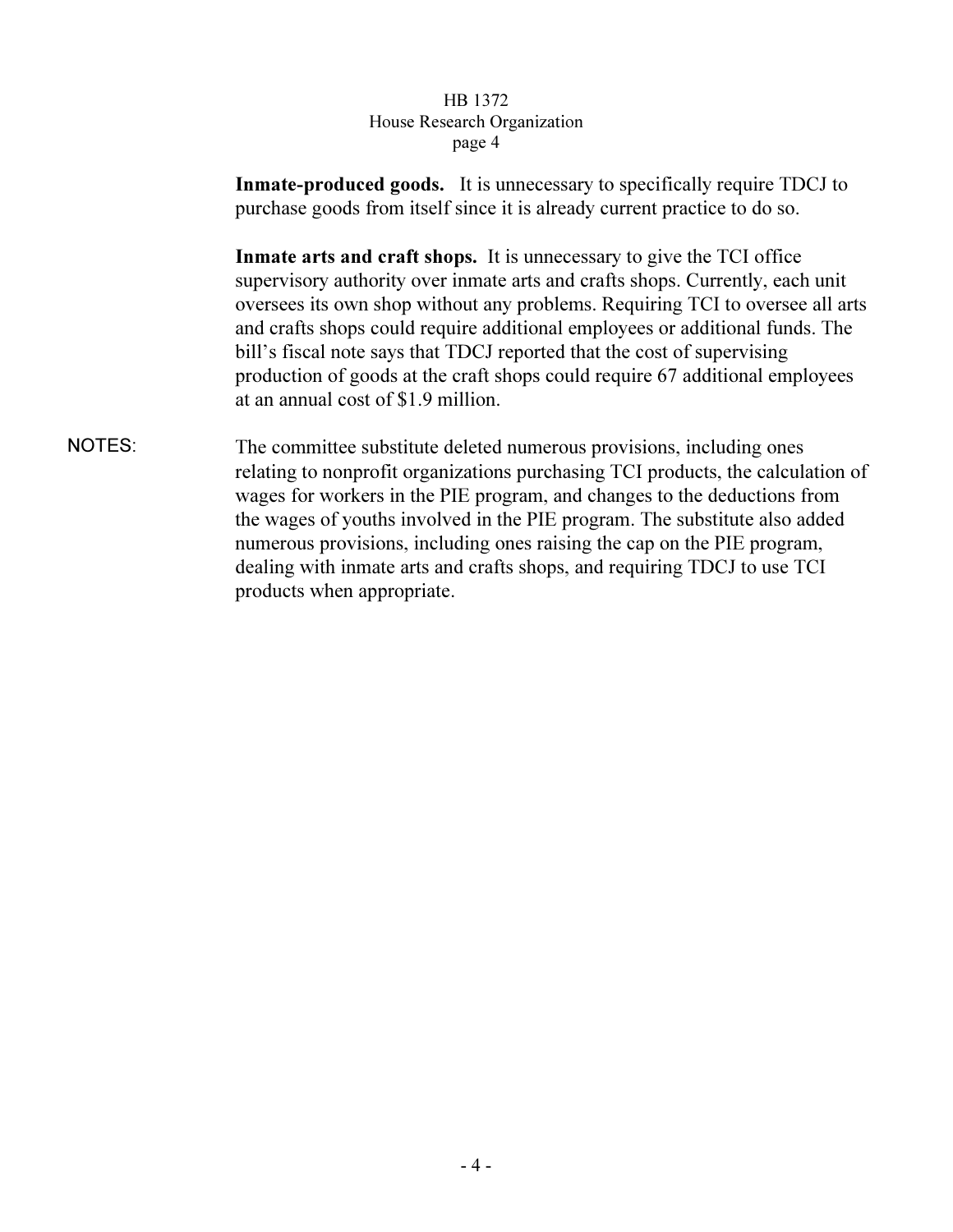**Inmate-produced goods.** It is unnecessary to specifically require TDCJ to purchase goods from itself since it is already current practice to do so.

**Inmate arts and craft shops.** It is unnecessary to give the TCI office supervisory authority over inmate arts and crafts shops. Currently, each unit oversees its own shop without any problems. Requiring TCI to oversee all arts and crafts shops could require additional employees or additional funds. The bill's fiscal note says that TDCJ reported that the cost of supervising production of goods at the craft shops could require 67 additional employees at an annual cost of $1.9 million.

NOTES: The committee substitute deleted numerous provisions, including ones relating to nonprofit organizations purchasing TCI products, the calculation of wages for workers in the PIE program, and changes to the deductions from the wages of youths involved in the PIE program. The substitute also added numerous provisions, including ones raising the cap on the PIE program, dealing with inmate arts and crafts shops, and requiring TDCJ to use TCI products when appropriate.